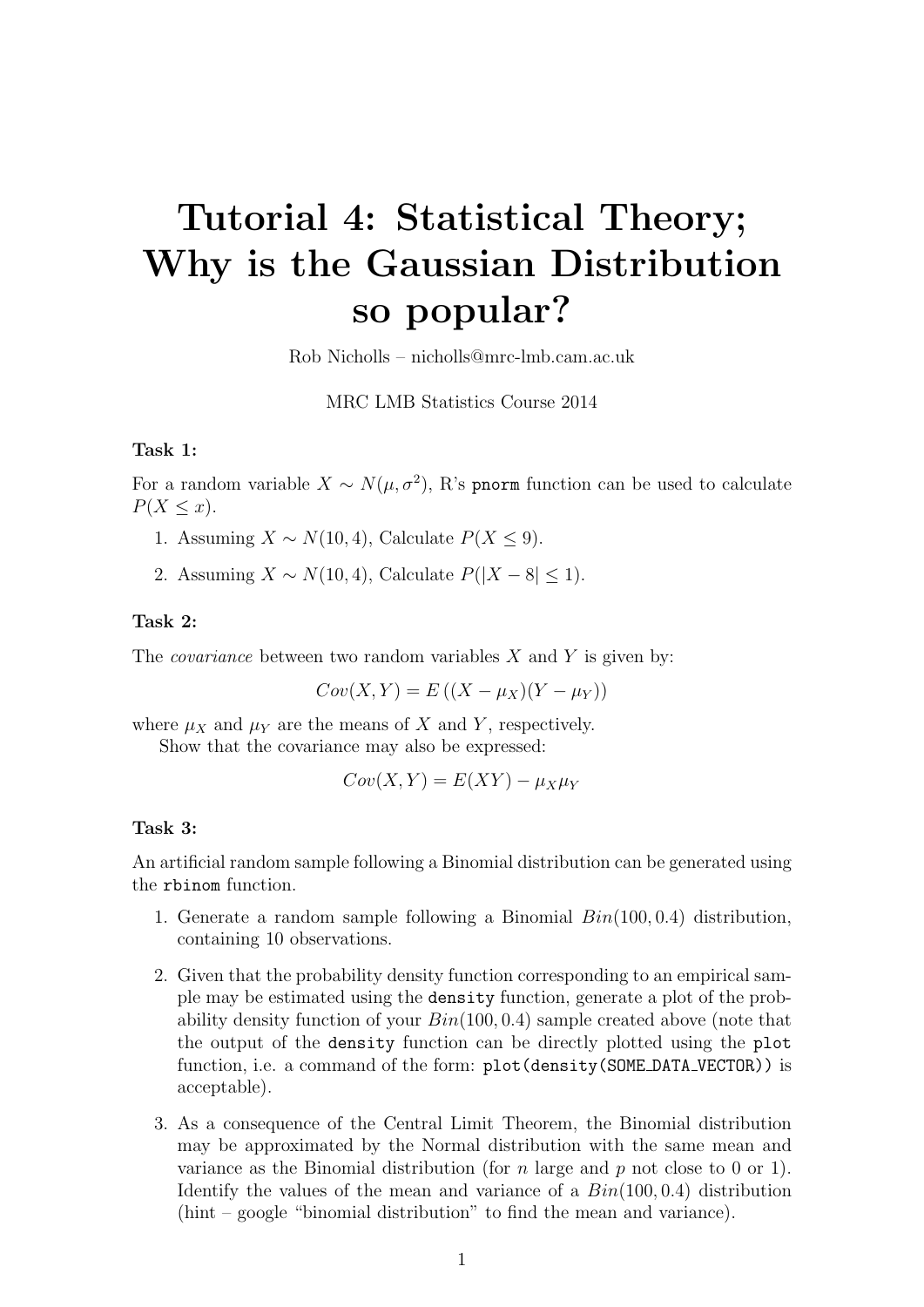# Tutorial 4: Statistical Theory; Why is the Gaussian Distribution so popular?

Rob Nicholls – nicholls@mrc-lmb.cam.ac.uk

MRC LMB Statistics Course 2014

**Task 1:**

For a random variable $X \sim N(\mu, \sigma^2)$, R's `pnorm` function can be used to calculate $P(X \leq x)$.

1. Assuming $X \sim N(10, 4)$, Calculate $P(X \leq 9)$.
2. Assuming $X \sim N(10, 4)$, Calculate $P(|X - 8| \leq 1)$.

**Task 2:**

The *covariance* between two random variables $X$ and $Y$ is given by:

$$Cov(X, Y) = E\left((X - \mu_X)(Y - \mu_Y)\right)$$

where $\mu_X$ and $\mu_Y$ are the means of $X$ and $Y$, respectively.

Show that the covariance may also be expressed:

$$Cov(X, Y) = E(XY) - \mu_X \mu_Y$$

**Task 3:**

An artificial random sample following a Binomial distribution can be generated using the `rbinom` function.

1. Generate a random sample following a Binomial $Bin(100, 0.4)$ distribution, containing 10 observations.
2. Given that the probability density function corresponding to an empirical sample may be estimated using the `density` function, generate a plot of the probability density function of your $Bin(100, 0.4)$ sample created above (note that the output of the `density` function can be directly plotted using the `plot` function, i.e. a command of the form: `plot(density(SOME_DATA_VECTOR))` is acceptable).
3. As a consequence of the Central Limit Theorem, the Binomial distribution may be approximated by the Normal distribution with the same mean and variance as the Binomial distribution (for $n$ large and $p$ not close to 0 or 1). Identify the values of the mean and variance of a $Bin(100, 0.4)$ distribution (hint – google "binomial distribution" to find the mean and variance).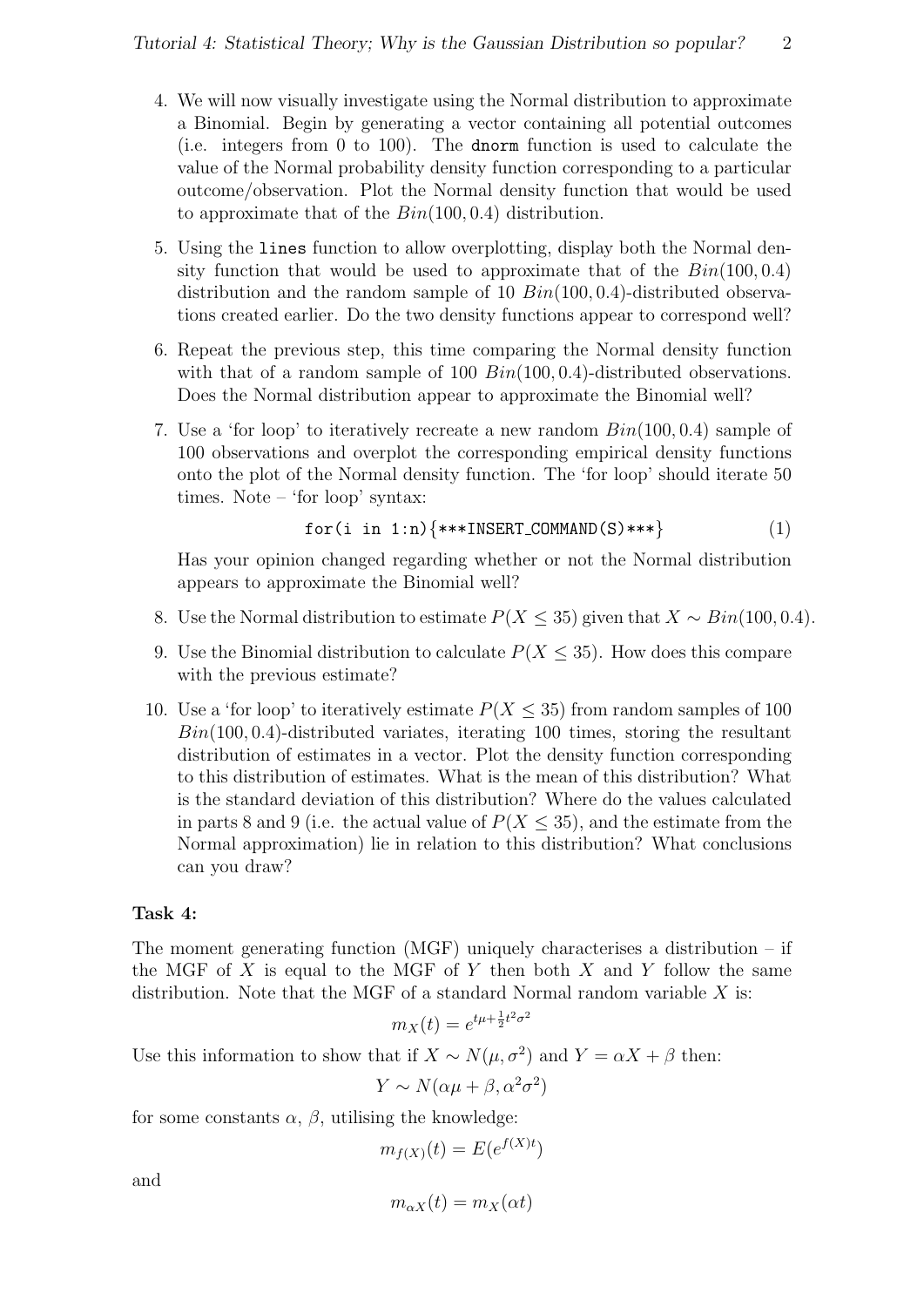4. We will now visually investigate using the Normal distribution to approximate a Binomial. Begin by generating a vector containing all potential outcomes (i.e. integers from 0 to 100). The `dnorm` function is used to calculate the value of the Normal probability density function corresponding to a particular outcome/observation. Plot the Normal density function that would be used to approximate that of the $Bin(100, 0.4)$ distribution.

5. Using the `lines` function to allow overplotting, display both the Normal density function that would be used to approximate that of the $Bin(100, 0.4)$ distribution and the random sample of 10 $Bin(100, 0.4)$-distributed observations created earlier. Do the two density functions appear to correspond well?

6. Repeat the previous step, this time comparing the Normal density function with that of a random sample of 100 $Bin(100, 0.4)$-distributed observations. Does the Normal distribution appear to approximate the Binomial well?

7. Use a 'for loop' to iteratively recreate a new random $Bin(100, 0.4)$ sample of 100 observations and overplot the corresponding empirical density functions onto the plot of the Normal density function. The 'for loop' should iterate 50 times. Note – 'for loop' syntax:

   ```
   for(i in 1:n){***INSERT_COMMAND(S)***}        (1)
   ```

   Has your opinion changed regarding whether or not the Normal distribution appears to approximate the Binomial well?

8. Use the Normal distribution to estimate $P(X \leq 35)$ given that $X \sim Bin(100, 0.4)$.

9. Use the Binomial distribution to calculate $P(X \leq 35)$. How does this compare with the previous estimate?

10. Use a 'for loop' to iteratively estimate $P(X \leq 35)$ from random samples of 100 $Bin(100, 0.4)$-distributed variates, iterating 100 times, storing the resultant distribution of estimates in a vector. Plot the density function corresponding to this distribution of estimates. What is the mean of this distribution? What is the standard deviation of this distribution? Where do the values calculated in parts 8 and 9 (i.e. the actual value of $P(X \leq 35)$, and the estimate from the Normal approximation) lie in relation to this distribution? What conclusions can you draw?

**Task 4:**

The moment generating function (MGF) uniquely characterises a distribution – if the MGF of $X$ is equal to the MGF of $Y$ then both $X$ and $Y$ follow the same distribution. Note that the MGF of a standard Normal random variable $X$ is:

$$m_X(t) = e^{t\mu + \frac{1}{2}t^2\sigma^2}$$

Use this information to show that if $X \sim N(\mu, \sigma^2)$ and $Y = \alpha X + \beta$ then:

$$Y \sim N(\alpha\mu + \beta, \alpha^2\sigma^2)$$

for some constants $\alpha$, $\beta$, utilising the knowledge:

$$m_{f(X)}(t) = E(e^{f(X)t})$$

and

$$m_{\alpha X}(t) = m_X(\alpha t)$$